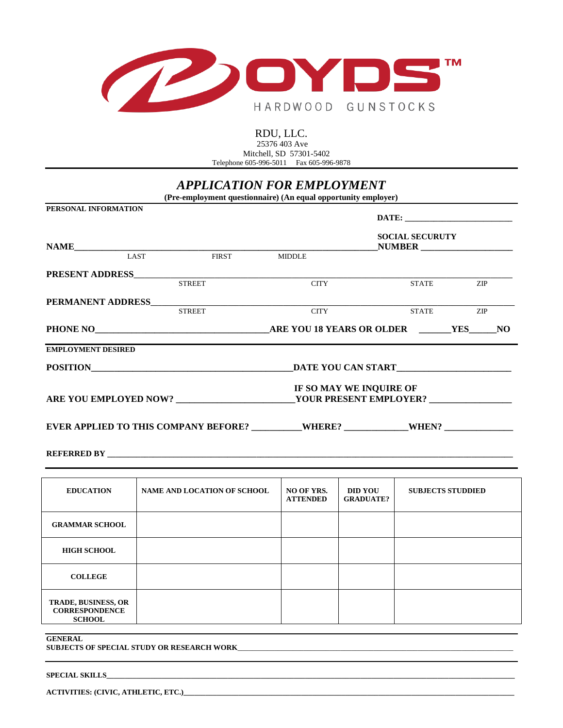BOYDS™ HARDWOOD GUNSTOCKS

RDU, LLC.
25376 403 Ave
Mitchell, SD 57301-5402
Telephone 605-996-5011 Fax 605-996-9878

# *APPLICATION FOR EMPLOYMENT*

**(Pre-employment questionnaire) (An equal opportunity employer)**

**PERSONAL INFORMATION**

**DATE:** ________________________

**NAME**____________________________________________ **SOCIAL SECURUTY NUMBER** ____________________
LAST FIRST MIDDLE

**PRESENT ADDRESS**____________________________________________
STREET CITY STATE ZIP

**PERMANENT ADDRESS**____________________________________________
STREET CITY STATE ZIP

**PHONE NO**____________________________________ **ARE YOU 18 YEARS OR OLDER** ______**YES**______**NO**

**EMPLOYMENT DESIRED**

**POSITION**____________________________________________ **DATE YOU CAN START**________________________

**ARE YOU EMPLOYED NOW?** ________________________ **IF SO MAY WE INQUIRE OF YOUR PRESENT EMPLOYER?** _________________

**EVER APPLIED TO THIS COMPANY BEFORE?** __________**WHERE?** _____________**WHEN?** ______________

**REFERRED BY** ____________________________________________________________________________

| EDUCATION | NAME AND LOCATION OF SCHOOL | NO OF YRS. ATTENDED | DID YOU GRADUATE? | SUBJECTS STUDIED |
|---|---|---|---|---|
| GRAMMAR SCHOOL | | | | |
| HIGH SCHOOL | | | | |
| COLLEGE | | | | |
| TRADE, BUSINESS, OR CORRESPONDENCE SCHOOL | | | | |

**GENERAL**
**SUBJECTS OF SPECIAL STUDY OR RESEARCH WORK**____________________________________________

**SPECIAL SKILLS**____________________________________________________________________________

**ACTIVITIES: (CIVIC, ATHLETIC, ETC.)**____________________________________________________________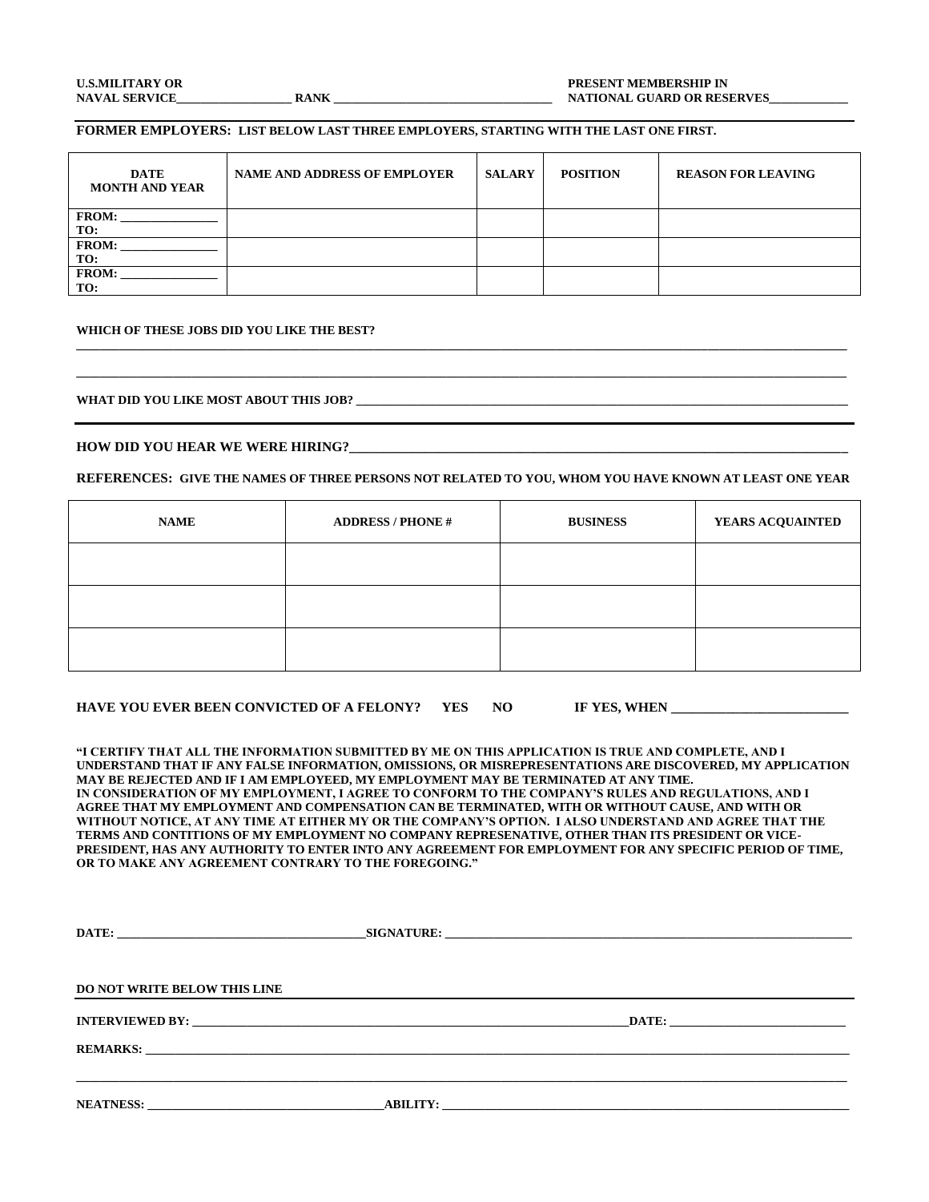**U.S.MILITARY OR NAVAL SERVICE__________________ RANK ___________________________________**

**PRESENT MEMBERSHIP IN NATIONAL GUARD OR RESERVES____________**

---

**FORMER EMPLOYERS: LIST BELOW LAST THREE EMPLOYERS, STARTING WITH THE LAST ONE FIRST.**

| DATE MONTH AND YEAR | NAME AND ADDRESS OF EMPLOYER | SALARY | POSITION | REASON FOR LEAVING |
|---|---|---|---|---|
| FROM: _______________ TO: | | | | |
| FROM: _______________ TO: | | | | |
| FROM: _______________ TO: | | | | |

**WHICH OF THESE JOBS DID YOU LIKE THE BEST?**

_______________________________________________________________________________________________

_______________________________________________________________________________________________

**WHAT DID YOU LIKE MOST ABOUT THIS JOB?** _______________________________________________________________

---

**HOW DID YOU HEAR WE WERE HIRING?**_______________________________________________________________

**REFERENCES: GIVE THE NAMES OF THREE PERSONS NOT RELATED TO YOU, WHOM YOU HAVE KNOWN AT LEAST ONE YEAR**

| NAME | ADDRESS / PHONE # | BUSINESS | YEARS ACQUAINTED |
|---|---|---|---|
| | | | |
| | | | |
| | | | |

**HAVE YOU EVER BEEN CONVICTED OF A FELONY? YES NO IF YES, WHEN __________________________**

**"I CERTIFY THAT ALL THE INFORMATION SUBMITTED BY ME ON THIS APPLICATION IS TRUE AND COMPLETE, AND I UNDERSTAND THAT IF ANY FALSE INFORMATION, OMISSIONS, OR MISREPRESENTATIONS ARE DISCOVERED, MY APPLICATION MAY BE REJECTED AND IF I AM EMPLOYEED, MY EMPLOYMENT MAY BE TERMINATED AT ANY TIME. IN CONSIDERATION OF MY EMPLOYMENT, I AGREE TO CONFORM TO THE COMPANY'S RULES AND REGULATIONS, AND I AGREE THAT MY EMPLOYMENT AND COMPENSATION CAN BE TERMINATED, WITH OR WITHOUT CAUSE, AND WITH OR WITHOUT NOTICE, AT ANY TIME AT EITHER MY OR THE COMPANY'S OPTION. I ALSO UNDERSTAND AND AGREE THAT THE TERMS AND CONTITIONS OF MY EMPLOYMENT NO COMPANY REPRESENATIVE, OTHER THAN ITS PRESIDENT OR VICE-PRESIDENT, HAS ANY AUTHORITY TO ENTER INTO ANY AGREEMENT FOR EMPLOYMENT FOR ANY SPECIFIC PERIOD OF TIME, OR TO MAKE ANY AGREEMENT CONTRARY TO THE FOREGOING."**

**DATE:** ________________________________________ **SIGNATURE:** ______________________________________________________________

**DO NOT WRITE BELOW THIS LINE**

---

**INTERVIEWED BY:** ___________________________________________________________________________ **DATE:** _____________________________

**REMARKS:** _____________________________________________________________________________________________________

_______________________________________________________________________________________________

**NEATNESS:** ______________________________________ **ABILITY:** _________________________________________________________________